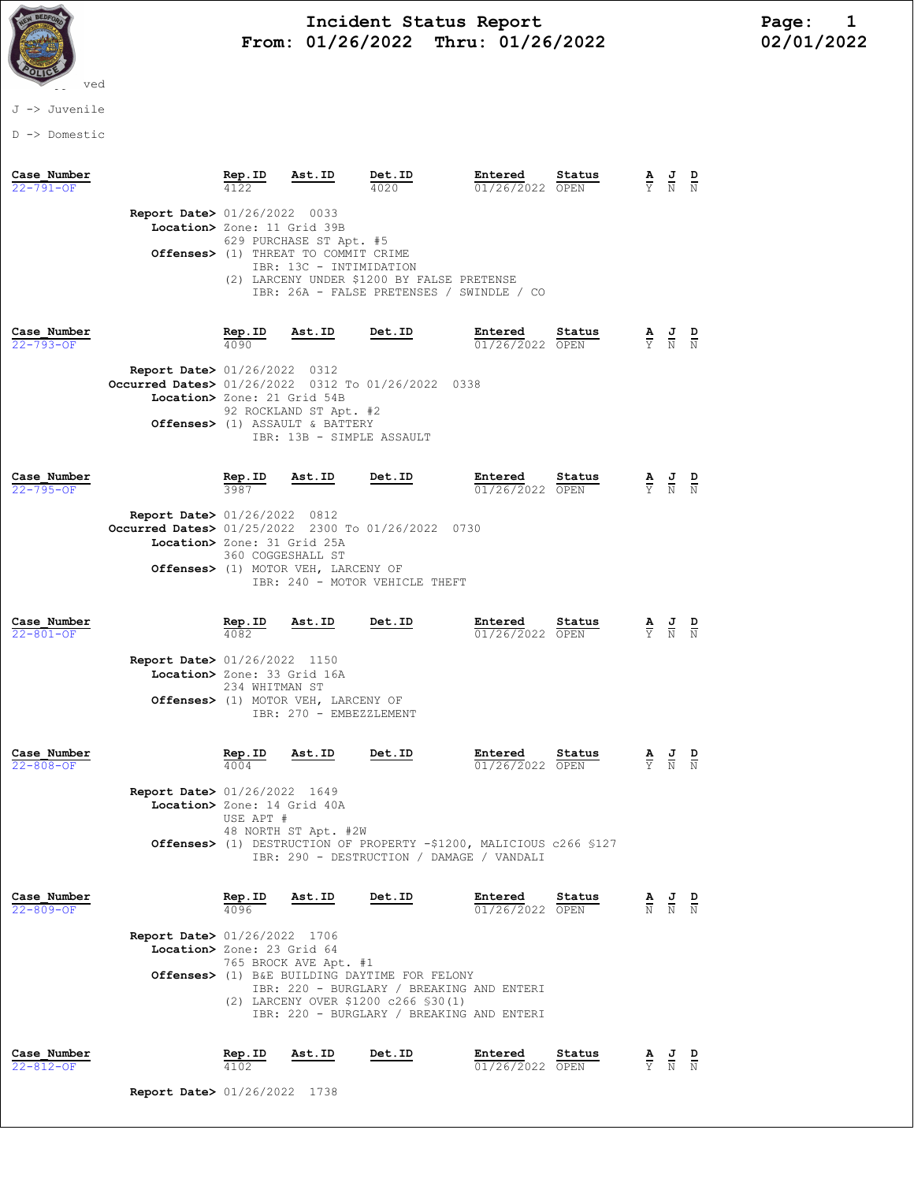# Incident Status Report

## From: 01/26/2022 Thru: 01/26/2022

02/01/2022

ved

J -> Juvenile

D -> Domestic

| Case_Number | Rep.ID | Ast.ID | Det.ID | Entered | Status | A | J | D |
|---|---|---|---|---|---|---|---|---|
| 22-791-OF | 4122 | | 4020 | 01/26/2022 | OPEN | Y | N | N |

**Report Date>** 01/26/2022 0033
**Location>** Zone: 11 Grid 39B
629 PURCHASE ST Apt. #5
**Offenses>** (1) THREAT TO COMMIT CRIME
IBR: 13C - INTIMIDATION
(2) LARCENY UNDER $1200 BY FALSE PRETENSE
IBR: 26A - FALSE PRETENSES / SWINDLE / CO

| Case_Number | Rep.ID | Ast.ID | Det.ID | Entered | Status | A | J | D |
|---|---|---|---|---|---|---|---|---|
| 22-793-OF | 4090 | | | 01/26/2022 | OPEN | Y | N | N |

**Report Date>** 01/26/2022 0312
**Occurred Dates>** 01/26/2022 0312 To 01/26/2022 0338
**Location>** Zone: 21 Grid 54B
92 ROCKLAND ST Apt. #2
**Offenses>** (1) ASSAULT & BATTERY
IBR: 13B - SIMPLE ASSAULT

| Case_Number | Rep.ID | Ast.ID | Det.ID | Entered | Status | A | J | D |
|---|---|---|---|---|---|---|---|---|
| 22-795-OF | 3987 | | | 01/26/2022 | OPEN | Y | N | N |

**Report Date>** 01/26/2022 0812
**Occurred Dates>** 01/25/2022 2300 To 01/26/2022 0730
**Location>** Zone: 31 Grid 25A
360 COGGESHALL ST
**Offenses>** (1) MOTOR VEH, LARCENY OF
IBR: 240 - MOTOR VEHICLE THEFT

| Case_Number | Rep.ID | Ast.ID | Det.ID | Entered | Status | A | J | D |
|---|---|---|---|---|---|---|---|---|
| 22-801-OF | 4082 | | | 01/26/2022 | OPEN | Y | N | N |

**Report Date>** 01/26/2022 1150
**Location>** Zone: 33 Grid 16A
234 WHITMAN ST
**Offenses>** (1) MOTOR VEH, LARCENY OF
IBR: 270 - EMBEZZLEMENT

| Case_Number | Rep.ID | Ast.ID | Det.ID | Entered | Status | A | J | D |
|---|---|---|---|---|---|---|---|---|
| 22-808-OF | 4004 | | | 01/26/2022 | OPEN | Y | N | N |

**Report Date>** 01/26/2022 1649
**Location>** Zone: 14 Grid 40A
USE APT #
48 NORTH ST Apt. #2W
**Offenses>** (1) DESTRUCTION OF PROPERTY -$1200, MALICIOUS c266 §127
IBR: 290 - DESTRUCTION / DAMAGE / VANDALI

| Case_Number | Rep.ID | Ast.ID | Det.ID | Entered | Status | A | J | D |
|---|---|---|---|---|---|---|---|---|
| 22-809-OF | 4096 | | | 01/26/2022 | OPEN | N | N | N |

**Report Date>** 01/26/2022 1706
**Location>** Zone: 23 Grid 64
765 BROCK AVE Apt. #1
**Offenses>** (1) B&E BUILDING DAYTIME FOR FELONY
IBR: 220 - BURGLARY / BREAKING AND ENTERI
(2) LARCENY OVER $1200 c266 §30(1)
IBR: 220 - BURGLARY / BREAKING AND ENTERI

| Case_Number | Rep.ID | Ast.ID | Det.ID | Entered | Status | A | J | D |
|---|---|---|---|---|---|---|---|---|
| 22-812-OF | 4102 | | | 01/26/2022 | OPEN | Y | N | N |

**Report Date>** 01/26/2022 1738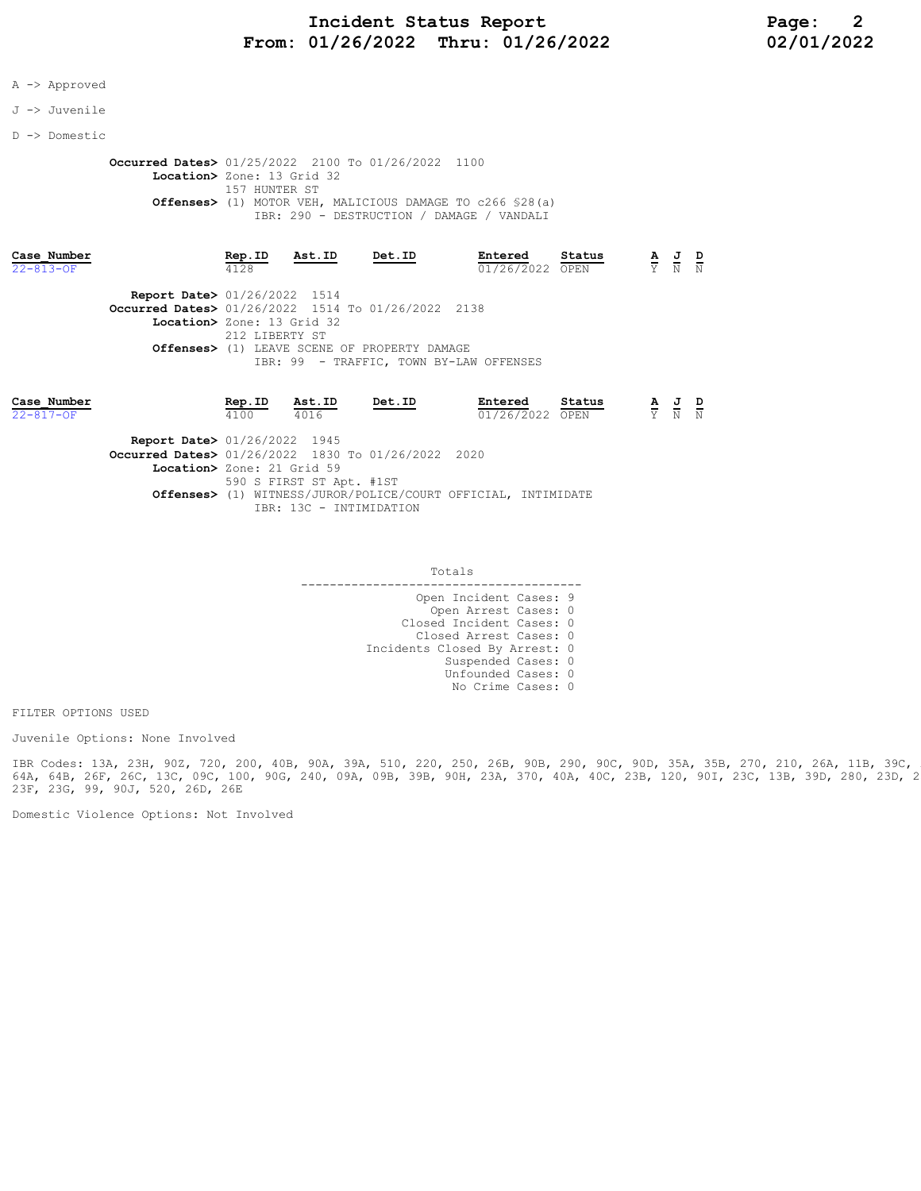A -> Approved

J -> Juvenile

D -> Domestic

**Occurred Dates>** 01/25/2022 2100 To 01/26/2022 1100
**Location>** Zone: 13 Grid 32
157 HUNTER ST
**Offenses>** (1) MOTOR VEH, MALICIOUS DAMAGE TO c266 §28(a)
IBR: 290 - DESTRUCTION / DAMAGE / VANDALI

| Case_Number | Rep.ID | Ast.ID | Det.ID | Entered | Status | A | J | D |
|---|---|---|---|---|---|---|---|---|
| 22-813-OF | 4128 | | | 01/26/2022 | OPEN | Y | N | N |

**Report Date>** 01/26/2022 1514
**Occurred Dates>** 01/26/2022 1514 To 01/26/2022 2138
**Location>** Zone: 13 Grid 32
212 LIBERTY ST
**Offenses>** (1) LEAVE SCENE OF PROPERTY DAMAGE
IBR: 99 - TRAFFIC, TOWN BY-LAW OFFENSES

| Case_Number | Rep.ID | Ast.ID | Det.ID | Entered | Status | A | J | D |
|---|---|---|---|---|---|---|---|---|
| 22-817-OF | 4100 | 4016 | | 01/26/2022 | OPEN | Y | N | N |

**Report Date>** 01/26/2022 1945
**Occurred Dates>** 01/26/2022 1830 To 01/26/2022 2020
**Location>** Zone: 21 Grid 59
590 S FIRST ST Apt. #1ST
**Offenses>** (1) WITNESS/JUROR/POLICE/COURT OFFICIAL, INTIMIDATE
IBR: 13C - INTIMIDATION

Totals

| | |
|---|---|
| Open Incident Cases: | 9 |
| Open Arrest Cases: | 0 |
| Closed Incident Cases: | 0 |
| Closed Arrest Cases: | 0 |
| Incidents Closed By Arrest: | 0 |
| Suspended Cases: | 0 |
| Unfounded Cases: | 0 |
| No Crime Cases: | 0 |

FILTER OPTIONS USED

Juvenile Options: None Involved

IBR Codes: 13A, 23H, 90Z, 720, 200, 40B, 90A, 39A, 510, 220, 250, 26B, 90B, 290, 90C, 90D, 35A, 35B, 270, 210, 26A, 11B, 39C, 64A, 64B, 26F, 26C, 13C, 09C, 100, 90G, 240, 09A, 09B, 39B, 90H, 23A, 370, 40A, 40C, 23B, 120, 90I, 23C, 13B, 39D, 280, 23D, 2 23F, 23G, 99, 90J, 520, 26D, 26E

Domestic Violence Options: Not Involved